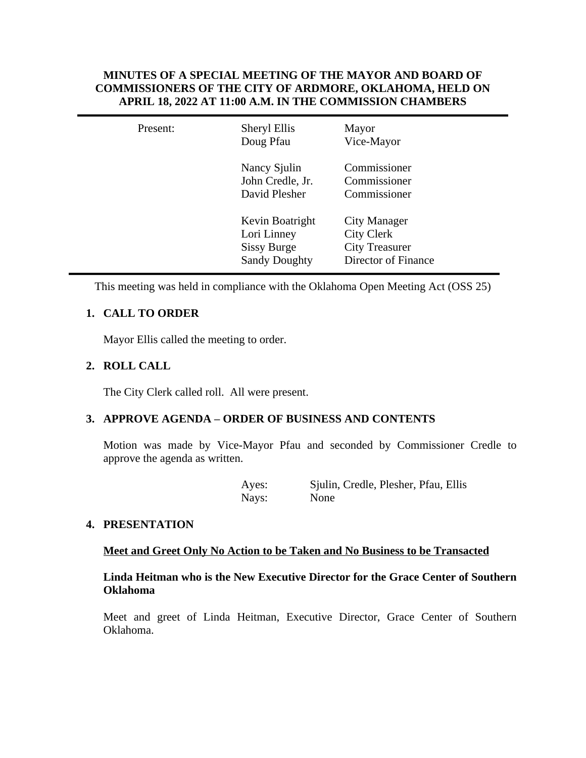**MINUTES OF A SPECIAL MEETING OF THE MAYOR AND BOARD OF COMMISSIONERS OF THE CITY OF ARDMORE, OKLAHOMA, HELD ON APRIL 18, 2022 AT 11:00 A.M. IN THE COMMISSION CHAMBERS**

| Present: | Sheryl Ellis | Mayor |
|---|---|---|
| | Doug Pfau | Vice-Mayor |
| | Nancy Sjulin | Commissioner |
| | John Credle, Jr. | Commissioner |
| | David Plesher | Commissioner |
| | Kevin Boatright | City Manager |
| | Lori Linney | City Clerk |
| | Sissy Burge | City Treasurer |
| | Sandy Doughty | Director of Finance |

This meeting was held in compliance with the Oklahoma Open Meeting Act (OSS 25)

## 1. CALL TO ORDER

Mayor Ellis called the meeting to order.

## 2. ROLL CALL

The City Clerk called roll. All were present.

## 3. APPROVE AGENDA – ORDER OF BUSINESS AND CONTENTS

Motion was made by Vice-Mayor Pfau and seconded by Commissioner Credle to approve the agenda as written.

Ayes: Sjulin, Credle, Plesher, Pfau, Ellis
Nays: None

## 4. PRESENTATION

**Meet and Greet Only No Action to be Taken and No Business to be Transacted**

**Linda Heitman who is the New Executive Director for the Grace Center of Southern Oklahoma**

Meet and greet of Linda Heitman, Executive Director, Grace Center of Southern Oklahoma.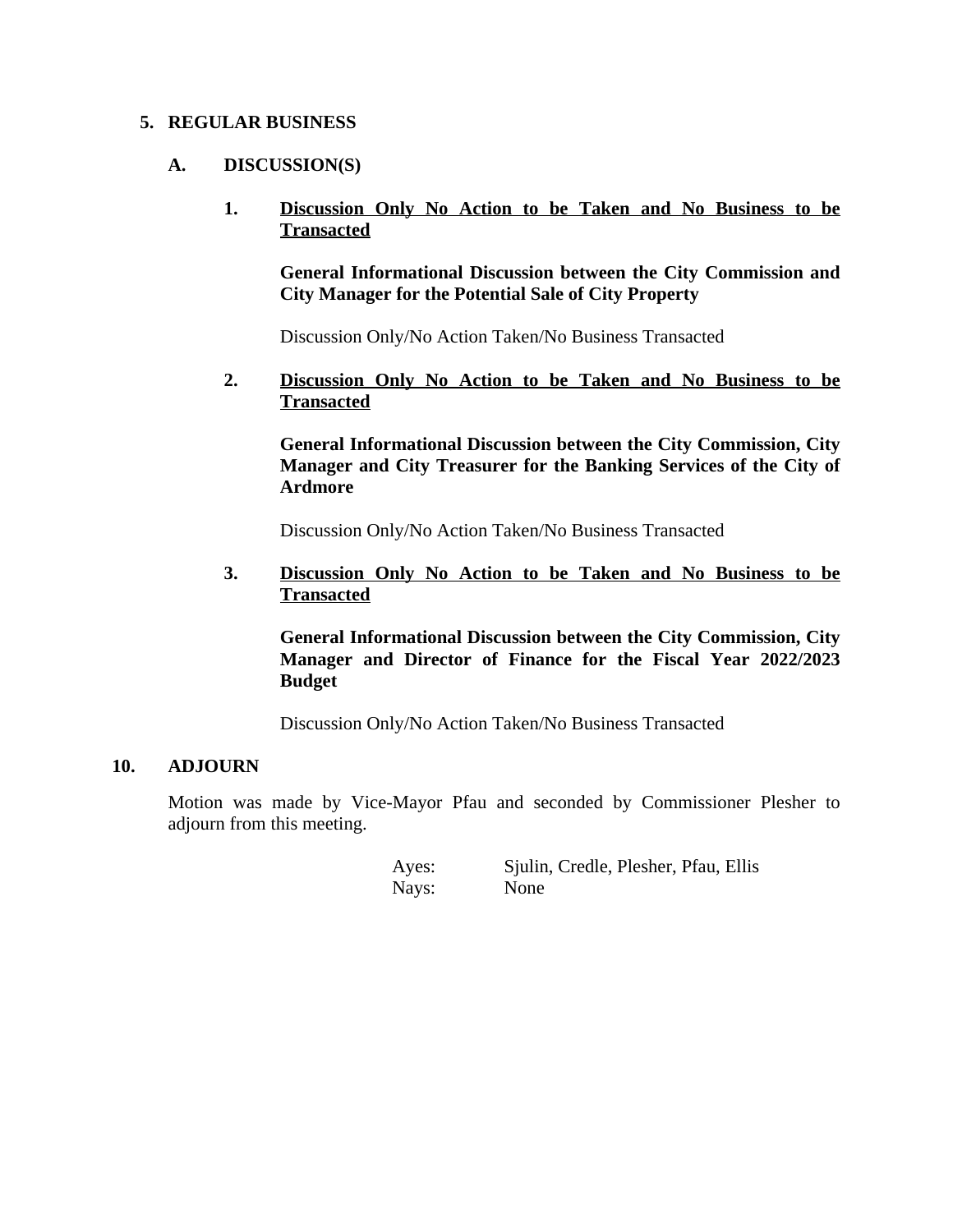## 5. REGULAR BUSINESS

### A. DISCUSSION(S)

**1. <u>Discussion Only No Action to be Taken and No Business to be Transacted</u>**

**General Informational Discussion between the City Commission and City Manager for the Potential Sale of City Property**

Discussion Only/No Action Taken/No Business Transacted

**2. <u>Discussion Only No Action to be Taken and No Business to be Transacted</u>**

**General Informational Discussion between the City Commission, City Manager and City Treasurer for the Banking Services of the City of Ardmore**

Discussion Only/No Action Taken/No Business Transacted

**3. <u>Discussion Only No Action to be Taken and No Business to be Transacted</u>**

**General Informational Discussion between the City Commission, City Manager and Director of Finance for the Fiscal Year 2022/2023 Budget**

Discussion Only/No Action Taken/No Business Transacted

## 10. ADJOURN

Motion was made by Vice-Mayor Pfau and seconded by Commissioner Plesher to adjourn from this meeting.

| | |
|---|---|
| Ayes: | Sjulin, Credle, Plesher, Pfau, Ellis |
| Nays: | None |